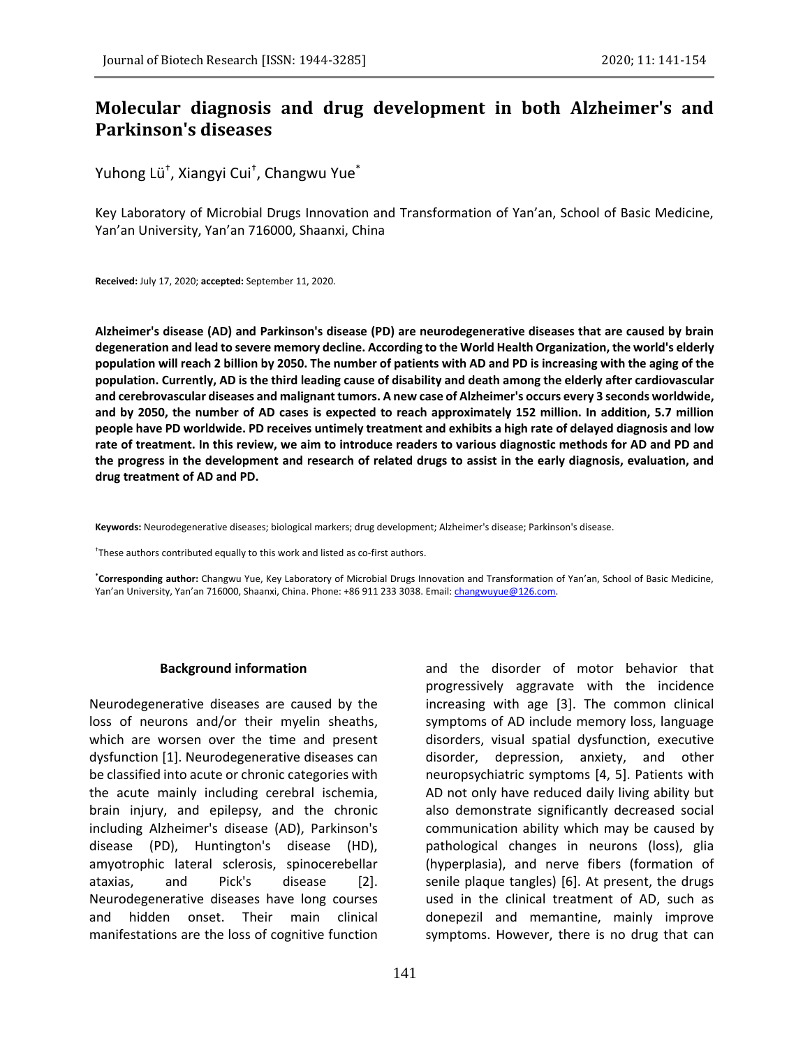# Molecular diagnosis and drug development in both Alzheimer's and Parkinson's diseases

Yuhong Lü[†], Xiangyi Cui[†], Changwu Yue[*]

Key Laboratory of Microbial Drugs Innovation and Transformation of Yan'an, School of Basic Medicine, Yan'an University, Yan'an 716000, Shaanxi, China

**Received:** July 17, 2020; **accepted:** September 11, 2020.

**Alzheimer's disease (AD) and Parkinson's disease (PD) are neurodegenerative diseases that are caused by brain degeneration and lead to severe memory decline. According to the World Health Organization, the world's elderly population will reach 2 billion by 2050. The number of patients with AD and PD is increasing with the aging of the population. Currently, AD is the third leading cause of disability and death among the elderly after cardiovascular and cerebrovascular diseases and malignant tumors. A new case of Alzheimer's occurs every 3 seconds worldwide, and by 2050, the number of AD cases is expected to reach approximately 152 million. In addition, 5.7 million people have PD worldwide. PD receives untimely treatment and exhibits a high rate of delayed diagnosis and low rate of treatment. In this review, we aim to introduce readers to various diagnostic methods for AD and PD and the progress in the development and research of related drugs to assist in the early diagnosis, evaluation, and drug treatment of AD and PD.**

**Keywords:** Neurodegenerative diseases; biological markers; drug development; Alzheimer's disease; Parkinson's disease.

[†]These authors contributed equally to this work and listed as co-first authors.

[*]**Corresponding author:** Changwu Yue, Key Laboratory of Microbial Drugs Innovation and Transformation of Yan'an, School of Basic Medicine, Yan'an University, Yan'an 716000, Shaanxi, China. Phone: +86 911 233 3038. Email: changwuyue@126.com.

## Background information

Neurodegenerative diseases are caused by the loss of neurons and/or their myelin sheaths, which are worsen over the time and present dysfunction [1]. Neurodegenerative diseases can be classified into acute or chronic categories with the acute mainly including cerebral ischemia, brain injury, and epilepsy, and the chronic including Alzheimer's disease (AD), Parkinson's disease (PD), Huntington's disease (HD), amyotrophic lateral sclerosis, spinocerebellar ataxias, and Pick's disease [2]. Neurodegenerative diseases have long courses and hidden onset. Their main clinical manifestations are the loss of cognitive function and the disorder of motor behavior that progressively aggravate with the incidence increasing with age [3]. The common clinical symptoms of AD include memory loss, language disorders, visual spatial dysfunction, executive disorder, depression, anxiety, and other neuropsychiatric symptoms [4, 5]. Patients with AD not only have reduced daily living ability but also demonstrate significantly decreased social communication ability which may be caused by pathological changes in neurons (loss), glia (hyperplasia), and nerve fibers (formation of senile plaque tangles) [6]. At present, the drugs used in the clinical treatment of AD, such as donepezil and memantine, mainly improve symptoms. However, there is no drug that can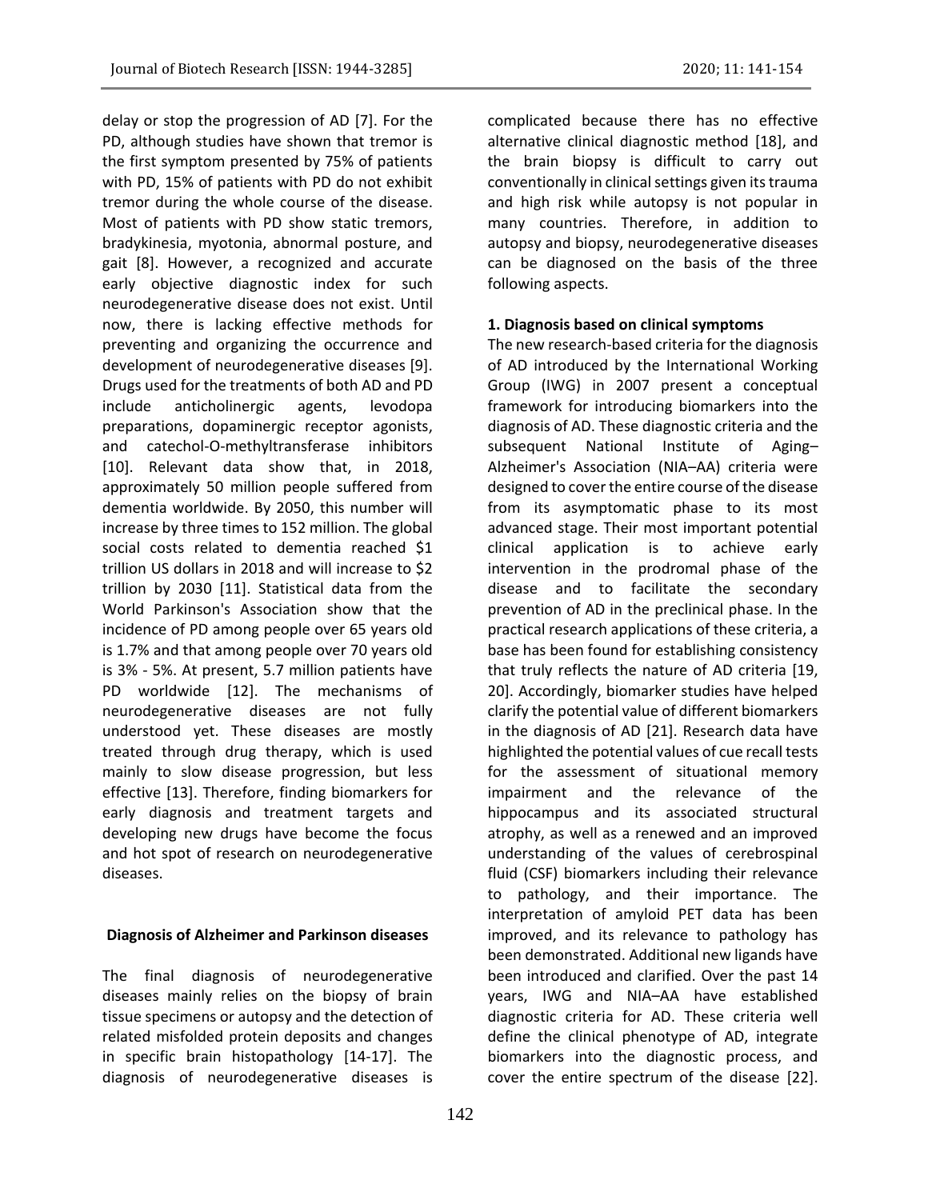delay or stop the progression of AD [7]. For the PD, although studies have shown that tremor is the first symptom presented by 75% of patients with PD, 15% of patients with PD do not exhibit tremor during the whole course of the disease. Most of patients with PD show static tremors, bradykinesia, myotonia, abnormal posture, and gait [8]. However, a recognized and accurate early objective diagnostic index for such neurodegenerative disease does not exist. Until now, there is lacking effective methods for preventing and organizing the occurrence and development of neurodegenerative diseases [9]. Drugs used for the treatments of both AD and PD include anticholinergic agents, levodopa preparations, dopaminergic receptor agonists, and catechol-O-methyltransferase inhibitors [10]. Relevant data show that, in 2018, approximately 50 million people suffered from dementia worldwide. By 2050, this number will increase by three times to 152 million. The global social costs related to dementia reached $1 trillion US dollars in 2018 and will increase to $2 trillion by 2030 [11]. Statistical data from the World Parkinson's Association show that the incidence of PD among people over 65 years old is 1.7% and that among people over 70 years old is 3% - 5%. At present, 5.7 million patients have PD worldwide [12]. The mechanisms of neurodegenerative diseases are not fully understood yet. These diseases are mostly treated through drug therapy, which is used mainly to slow disease progression, but less effective [13]. Therefore, finding biomarkers for early diagnosis and treatment targets and developing new drugs have become the focus and hot spot of research on neurodegenerative diseases.

## Diagnosis of Alzheimer and Parkinson diseases

The final diagnosis of neurodegenerative diseases mainly relies on the biopsy of brain tissue specimens or autopsy and the detection of related misfolded protein deposits and changes in specific brain histopathology [14-17]. The diagnosis of neurodegenerative diseases is complicated because there has no effective alternative clinical diagnostic method [18], and the brain biopsy is difficult to carry out conventionally in clinical settings given its trauma and high risk while autopsy is not popular in many countries. Therefore, in addition to autopsy and biopsy, neurodegenerative diseases can be diagnosed on the basis of the three following aspects.

### 1. Diagnosis based on clinical symptoms

The new research-based criteria for the diagnosis of AD introduced by the International Working Group (IWG) in 2007 present a conceptual framework for introducing biomarkers into the diagnosis of AD. These diagnostic criteria and the subsequent National Institute of Aging–Alzheimer's Association (NIA–AA) criteria were designed to cover the entire course of the disease from its asymptomatic phase to its most advanced stage. Their most important potential clinical application is to achieve early intervention in the prodromal phase of the disease and to facilitate the secondary prevention of AD in the preclinical phase. In the practical research applications of these criteria, a base has been found for establishing consistency that truly reflects the nature of AD criteria [19, 20]. Accordingly, biomarker studies have helped clarify the potential value of different biomarkers in the diagnosis of AD [21]. Research data have highlighted the potential values of cue recall tests for the assessment of situational memory impairment and the relevance of the hippocampus and its associated structural atrophy, as well as a renewed and an improved understanding of the values of cerebrospinal fluid (CSF) biomarkers including their relevance to pathology, and their importance. The interpretation of amyloid PET data has been improved, and its relevance to pathology has been demonstrated. Additional new ligands have been introduced and clarified. Over the past 14 years, IWG and NIA–AA have established diagnostic criteria for AD. These criteria well define the clinical phenotype of AD, integrate biomarkers into the diagnostic process, and cover the entire spectrum of the disease [22].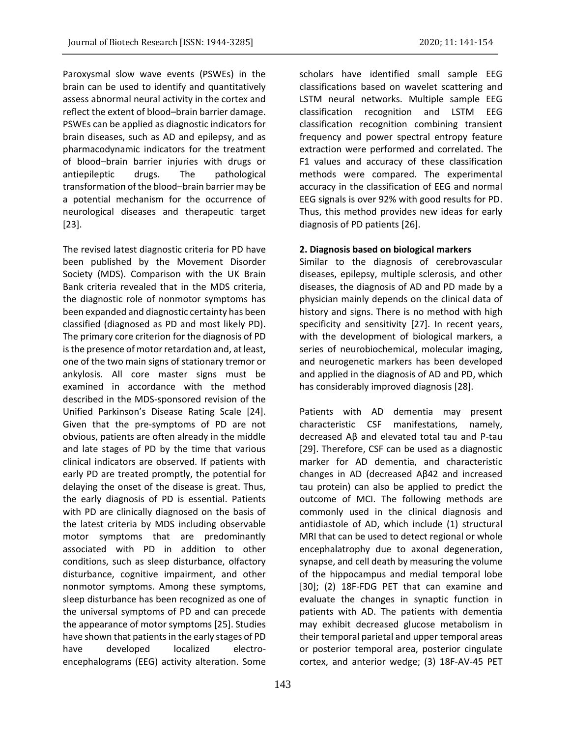Paroxysmal slow wave events (PSWEs) in the brain can be used to identify and quantitatively assess abnormal neural activity in the cortex and reflect the extent of blood–brain barrier damage. PSWEs can be applied as diagnostic indicators for brain diseases, such as AD and epilepsy, and as pharmacodynamic indicators for the treatment of blood–brain barrier injuries with drugs or antiepileptic drugs. The pathological transformation of the blood–brain barrier may be a potential mechanism for the occurrence of neurological diseases and therapeutic target [23].

The revised latest diagnostic criteria for PD have been published by the Movement Disorder Society (MDS). Comparison with the UK Brain Bank criteria revealed that in the MDS criteria, the diagnostic role of nonmotor symptoms has been expanded and diagnostic certainty has been classified (diagnosed as PD and most likely PD). The primary core criterion for the diagnosis of PD is the presence of motor retardation and, at least, one of the two main signs of stationary tremor or ankylosis. All core master signs must be examined in accordance with the method described in the MDS-sponsored revision of the Unified Parkinson's Disease Rating Scale [24]. Given that the pre-symptoms of PD are not obvious, patients are often already in the middle and late stages of PD by the time that various clinical indicators are observed. If patients with early PD are treated promptly, the potential for delaying the onset of the disease is great. Thus, the early diagnosis of PD is essential. Patients with PD are clinically diagnosed on the basis of the latest criteria by MDS including observable motor symptoms that are predominantly associated with PD in addition to other conditions, such as sleep disturbance, olfactory disturbance, cognitive impairment, and other nonmotor symptoms. Among these symptoms, sleep disturbance has been recognized as one of the universal symptoms of PD and can precede the appearance of motor symptoms [25]. Studies have shown that patients in the early stages of PD have developed localized electro-encephalograms (EEG) activity alteration. Some scholars have identified small sample EEG classifications based on wavelet scattering and LSTM neural networks. Multiple sample EEG classification recognition and LSTM EEG classification recognition combining transient frequency and power spectral entropy feature extraction were performed and correlated. The F1 values and accuracy of these classification methods were compared. The experimental accuracy in the classification of EEG and normal EEG signals is over 92% with good results for PD. Thus, this method provides new ideas for early diagnosis of PD patients [26].

**2. Diagnosis based on biological markers**

Similar to the diagnosis of cerebrovascular diseases, epilepsy, multiple sclerosis, and other diseases, the diagnosis of AD and PD made by a physician mainly depends on the clinical data of history and signs. There is no method with high specificity and sensitivity [27]. In recent years, with the development of biological markers, a series of neurobiochemical, molecular imaging, and neurogenetic markers has been developed and applied in the diagnosis of AD and PD, which has considerably improved diagnosis [28].

Patients with AD dementia may present characteristic CSF manifestations, namely, decreased Aβ and elevated total tau and P-tau [29]. Therefore, CSF can be used as a diagnostic marker for AD dementia, and characteristic changes in AD (decreased Aβ42 and increased tau protein) can also be applied to predict the outcome of MCI. The following methods are commonly used in the clinical diagnosis and antidiastole of AD, which include (1) structural MRI that can be used to detect regional or whole encephalatrophy due to axonal degeneration, synapse, and cell death by measuring the volume of the hippocampus and medial temporal lobe [30]; (2) 18F-FDG PET that can examine and evaluate the changes in synaptic function in patients with AD. The patients with dementia may exhibit decreased glucose metabolism in their temporal parietal and upper temporal areas or posterior temporal area, posterior cingulate cortex, and anterior wedge; (3) 18F-AV-45 PET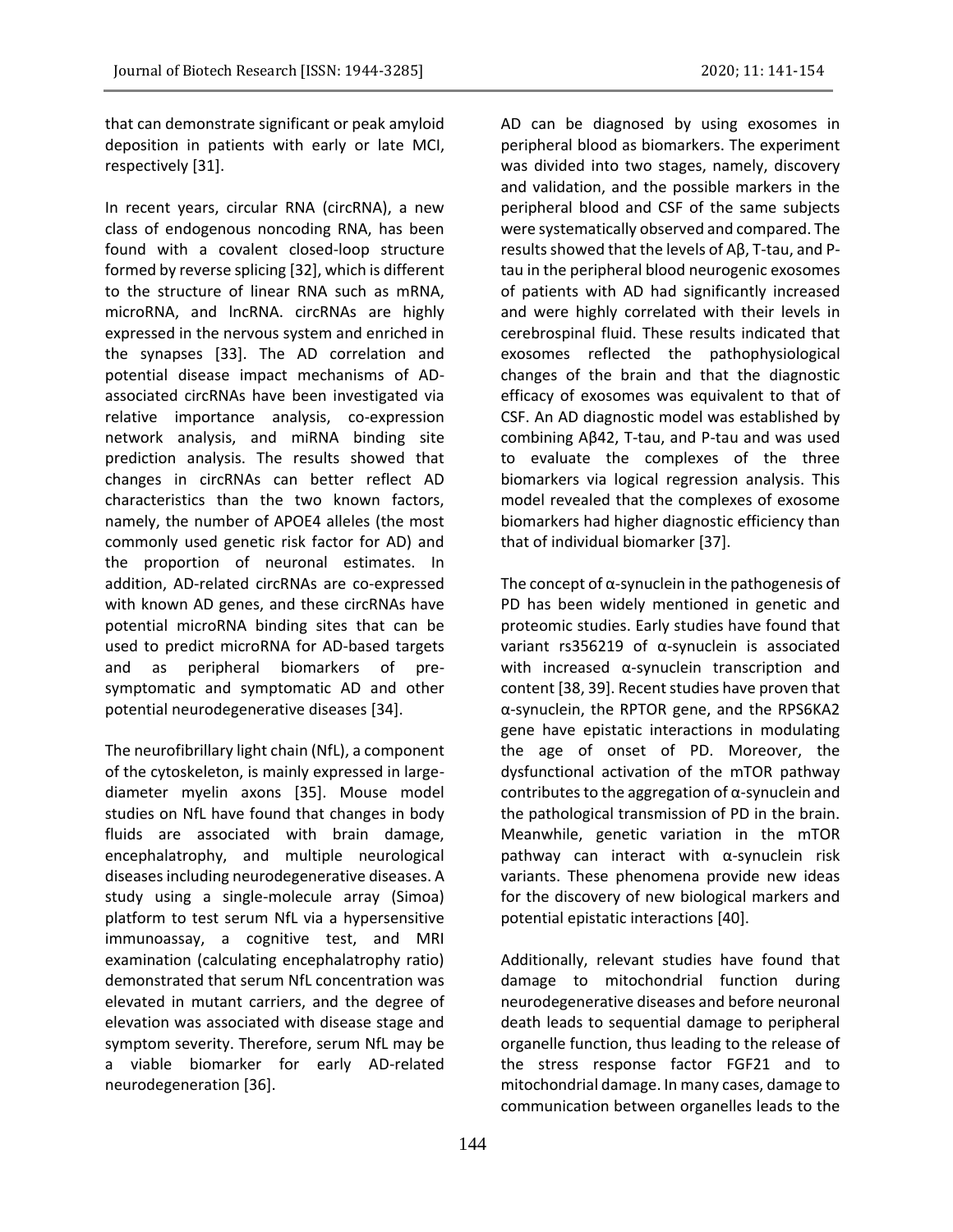that can demonstrate significant or peak amyloid deposition in patients with early or late MCI, respectively [31].

In recent years, circular RNA (circRNA), a new class of endogenous noncoding RNA, has been found with a covalent closed-loop structure formed by reverse splicing [32], which is different to the structure of linear RNA such as mRNA, microRNA, and lncRNA. circRNAs are highly expressed in the nervous system and enriched in the synapses [33]. The AD correlation and potential disease impact mechanisms of AD-associated circRNAs have been investigated via relative importance analysis, co-expression network analysis, and miRNA binding site prediction analysis. The results showed that changes in circRNAs can better reflect AD characteristics than the two known factors, namely, the number of APOE4 alleles (the most commonly used genetic risk factor for AD) and the proportion of neuronal estimates. In addition, AD-related circRNAs are co-expressed with known AD genes, and these circRNAs have potential microRNA binding sites that can be used to predict microRNA for AD-based targets and as peripheral biomarkers of pre-symptomatic and symptomatic AD and other potential neurodegenerative diseases [34].

The neurofibrillary light chain (NfL), a component of the cytoskeleton, is mainly expressed in large-diameter myelin axons [35]. Mouse model studies on NfL have found that changes in body fluids are associated with brain damage, encephalatrophy, and multiple neurological diseases including neurodegenerative diseases. A study using a single-molecule array (Simoa) platform to test serum NfL via a hypersensitive immunoassay, a cognitive test, and MRI examination (calculating encephalatrophy ratio) demonstrated that serum NfL concentration was elevated in mutant carriers, and the degree of elevation was associated with disease stage and symptom severity. Therefore, serum NfL may be a viable biomarker for early AD-related neurodegeneration [36].

AD can be diagnosed by using exosomes in peripheral blood as biomarkers. The experiment was divided into two stages, namely, discovery and validation, and the possible markers in the peripheral blood and CSF of the same subjects were systematically observed and compared. The results showed that the levels of Aβ, T-tau, and P-tau in the peripheral blood neurogenic exosomes of patients with AD had significantly increased and were highly correlated with their levels in cerebrospinal fluid. These results indicated that exosomes reflected the pathophysiological changes of the brain and that the diagnostic efficacy of exosomes was equivalent to that of CSF. An AD diagnostic model was established by combining Aβ42, T-tau, and P-tau and was used to evaluate the complexes of the three biomarkers via logical regression analysis. This model revealed that the complexes of exosome biomarkers had higher diagnostic efficiency than that of individual biomarker [37].

The concept of α-synuclein in the pathogenesis of PD has been widely mentioned in genetic and proteomic studies. Early studies have found that variant rs356219 of α-synuclein is associated with increased α-synuclein transcription and content [38, 39]. Recent studies have proven that α-synuclein, the RPTOR gene, and the RPS6KA2 gene have epistatic interactions in modulating the age of onset of PD. Moreover, the dysfunctional activation of the mTOR pathway contributes to the aggregation of α-synuclein and the pathological transmission of PD in the brain. Meanwhile, genetic variation in the mTOR pathway can interact with α-synuclein risk variants. These phenomena provide new ideas for the discovery of new biological markers and potential epistatic interactions [40].

Additionally, relevant studies have found that damage to mitochondrial function during neurodegenerative diseases and before neuronal death leads to sequential damage to peripheral organelle function, thus leading to the release of the stress response factor FGF21 and to mitochondrial damage. In many cases, damage to communication between organelles leads to the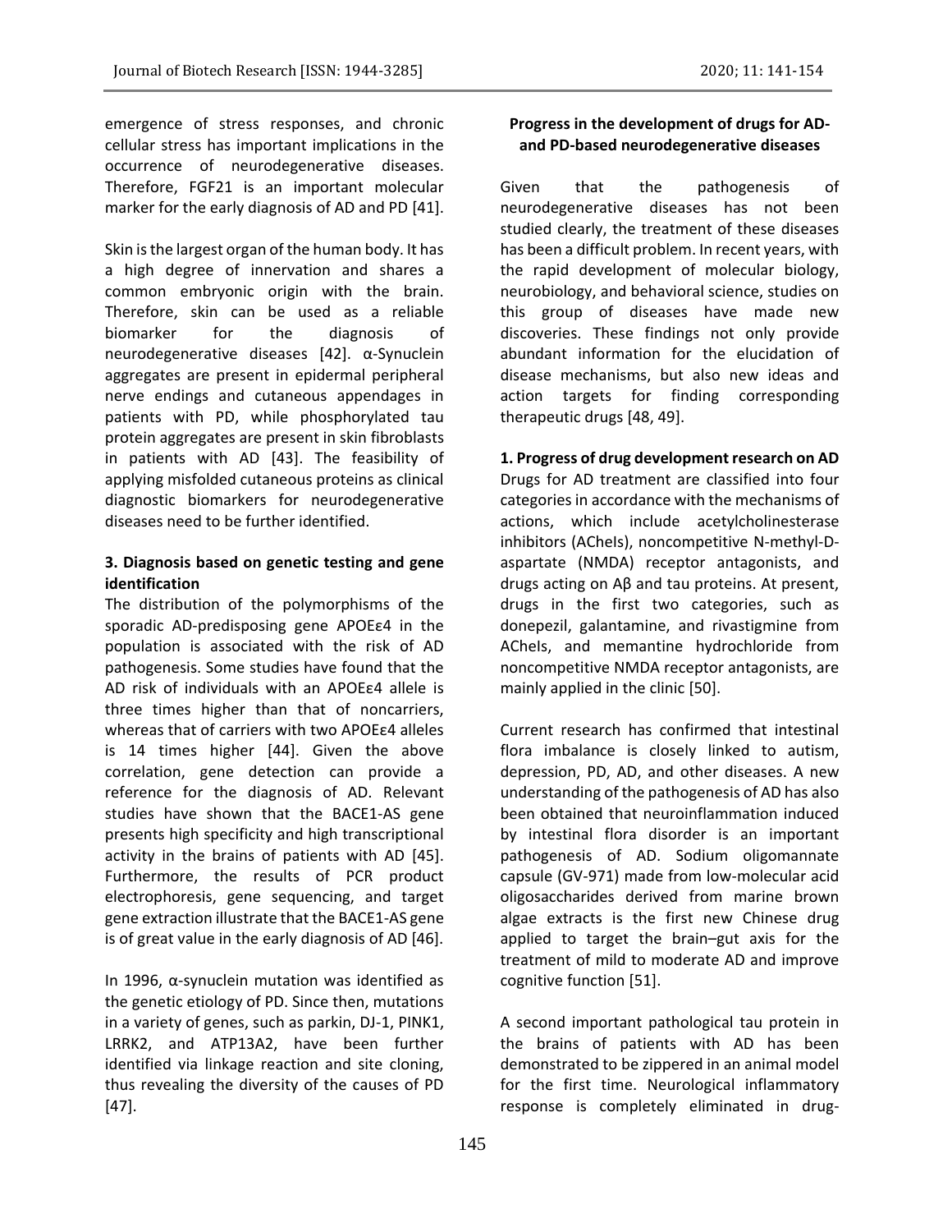emergence of stress responses, and chronic cellular stress has important implications in the occurrence of neurodegenerative diseases. Therefore, FGF21 is an important molecular marker for the early diagnosis of AD and PD [41].

Skin is the largest organ of the human body. It has a high degree of innervation and shares a common embryonic origin with the brain. Therefore, skin can be used as a reliable biomarker for the diagnosis of neurodegenerative diseases [42]. α-Synuclein aggregates are present in epidermal peripheral nerve endings and cutaneous appendages in patients with PD, while phosphorylated tau protein aggregates are present in skin fibroblasts in patients with AD [43]. The feasibility of applying misfolded cutaneous proteins as clinical diagnostic biomarkers for neurodegenerative diseases need to be further identified.

### 3. Diagnosis based on genetic testing and gene identification

The distribution of the polymorphisms of the sporadic AD-predisposing gene APOEε4 in the population is associated with the risk of AD pathogenesis. Some studies have found that the AD risk of individuals with an APOEε4 allele is three times higher than that of noncarriers, whereas that of carriers with two APOEε4 alleles is 14 times higher [44]. Given the above correlation, gene detection can provide a reference for the diagnosis of AD. Relevant studies have shown that the BACE1-AS gene presents high specificity and high transcriptional activity in the brains of patients with AD [45]. Furthermore, the results of PCR product electrophoresis, gene sequencing, and target gene extraction illustrate that the BACE1-AS gene is of great value in the early diagnosis of AD [46].

In 1996, α-synuclein mutation was identified as the genetic etiology of PD. Since then, mutations in a variety of genes, such as parkin, DJ-1, PINK1, LRRK2, and ATP13A2, have been further identified via linkage reaction and site cloning, thus revealing the diversity of the causes of PD [47].

## Progress in the development of drugs for AD- and PD-based neurodegenerative diseases

Given that the pathogenesis of neurodegenerative diseases has not been studied clearly, the treatment of these diseases has been a difficult problem. In recent years, with the rapid development of molecular biology, neurobiology, and behavioral science, studies on this group of diseases have made new discoveries. These findings not only provide abundant information for the elucidation of disease mechanisms, but also new ideas and action targets for finding corresponding therapeutic drugs [48, 49].

### 1. Progress of drug development research on AD

Drugs for AD treatment are classified into four categories in accordance with the mechanisms of actions, which include acetylcholinesterase inhibitors (AChEIs), noncompetitive N-methyl-D-aspartate (NMDA) receptor antagonists, and drugs acting on Aβ and tau proteins. At present, drugs in the first two categories, such as donepezil, galantamine, and rivastigmine from AChEIs, and memantine hydrochloride from noncompetitive NMDA receptor antagonists, are mainly applied in the clinic [50].

Current research has confirmed that intestinal flora imbalance is closely linked to autism, depression, PD, AD, and other diseases. A new understanding of the pathogenesis of AD has also been obtained that neuroinflammation induced by intestinal flora disorder is an important pathogenesis of AD. Sodium oligomannate capsule (GV-971) made from low-molecular acid oligosaccharides derived from marine brown algae extracts is the first new Chinese drug applied to target the brain–gut axis for the treatment of mild to moderate AD and improve cognitive function [51].

A second important pathological tau protein in the brains of patients with AD has been demonstrated to be zippered in an animal model for the first time. Neurological inflammatory response is completely eliminated in drug-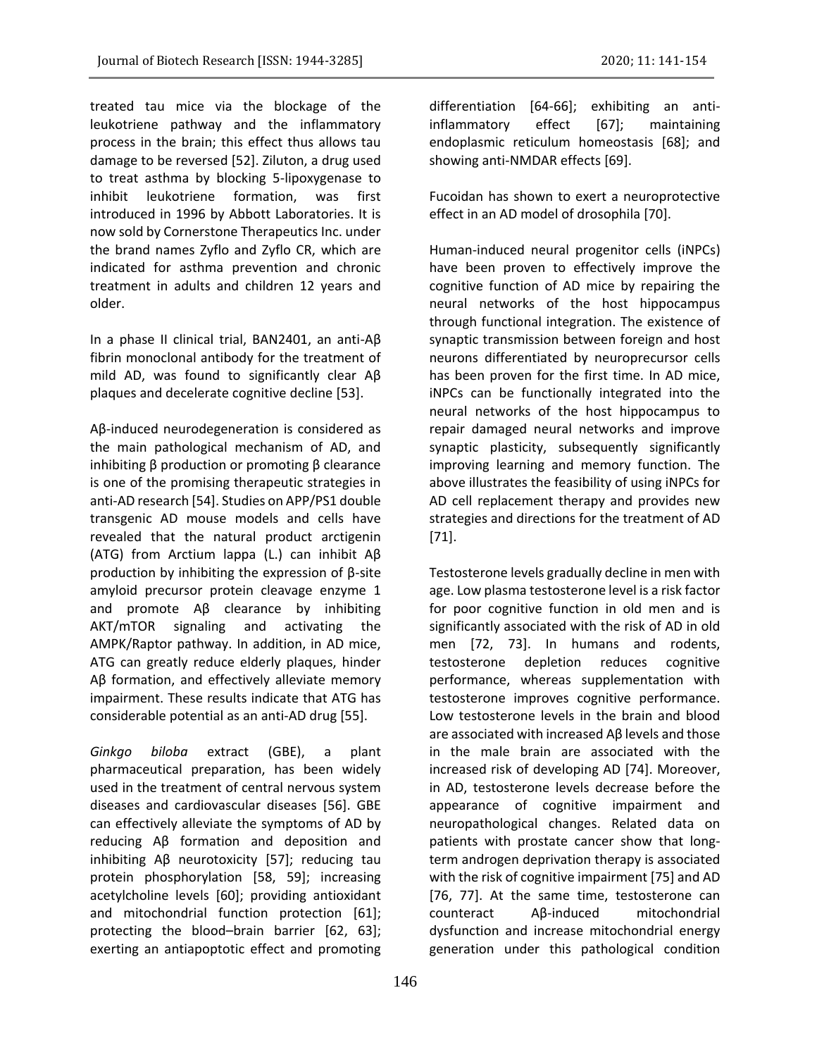treated tau mice via the blockage of the leukotriene pathway and the inflammatory process in the brain; this effect thus allows tau damage to be reversed [52]. Ziluton, a drug used to treat asthma by blocking 5-lipoxygenase to inhibit leukotriene formation, was first introduced in 1996 by Abbott Laboratories. It is now sold by Cornerstone Therapeutics Inc. under the brand names Zyflo and Zyflo CR, which are indicated for asthma prevention and chronic treatment in adults and children 12 years and older.

In a phase II clinical trial, BAN2401, an anti-Aβ fibrin monoclonal antibody for the treatment of mild AD, was found to significantly clear Aβ plaques and decelerate cognitive decline [53].

Aβ-induced neurodegeneration is considered as the main pathological mechanism of AD, and inhibiting β production or promoting β clearance is one of the promising therapeutic strategies in anti-AD research [54]. Studies on APP/PS1 double transgenic AD mouse models and cells have revealed that the natural product arctigenin (ATG) from Arctium lappa (L.) can inhibit Aβ production by inhibiting the expression of β-site amyloid precursor protein cleavage enzyme 1 and promote Aβ clearance by inhibiting AKT/mTOR signaling and activating the AMPK/Raptor pathway. In addition, in AD mice, ATG can greatly reduce elderly plaques, hinder Aβ formation, and effectively alleviate memory impairment. These results indicate that ATG has considerable potential as an anti-AD drug [55].

*Ginkgo biloba* extract (GBE), a plant pharmaceutical preparation, has been widely used in the treatment of central nervous system diseases and cardiovascular diseases [56]. GBE can effectively alleviate the symptoms of AD by reducing Aβ formation and deposition and inhibiting Aβ neurotoxicity [57]; reducing tau protein phosphorylation [58, 59]; increasing acetylcholine levels [60]; providing antioxidant and mitochondrial function protection [61]; protecting the blood–brain barrier [62, 63]; exerting an antiapoptotic effect and promoting differentiation [64-66]; exhibiting an anti-inflammatory effect [67]; maintaining endoplasmic reticulum homeostasis [68]; and showing anti-NMDAR effects [69].

Fucoidan has shown to exert a neuroprotective effect in an AD model of drosophila [70].

Human-induced neural progenitor cells (iNPCs) have been proven to effectively improve the cognitive function of AD mice by repairing the neural networks of the host hippocampus through functional integration. The existence of synaptic transmission between foreign and host neurons differentiated by neuroprecursor cells has been proven for the first time. In AD mice, iNPCs can be functionally integrated into the neural networks of the host hippocampus to repair damaged neural networks and improve synaptic plasticity, subsequently significantly improving learning and memory function. The above illustrates the feasibility of using iNPCs for AD cell replacement therapy and provides new strategies and directions for the treatment of AD [71].

Testosterone levels gradually decline in men with age. Low plasma testosterone level is a risk factor for poor cognitive function in old men and is significantly associated with the risk of AD in old men [72, 73]. In humans and rodents, testosterone depletion reduces cognitive performance, whereas supplementation with testosterone improves cognitive performance. Low testosterone levels in the brain and blood are associated with increased Aβ levels and those in the male brain are associated with the increased risk of developing AD [74]. Moreover, in AD, testosterone levels decrease before the appearance of cognitive impairment and neuropathological changes. Related data on patients with prostate cancer show that long-term androgen deprivation therapy is associated with the risk of cognitive impairment [75] and AD [76, 77]. At the same time, testosterone can counteract Aβ-induced mitochondrial dysfunction and increase mitochondrial energy generation under this pathological condition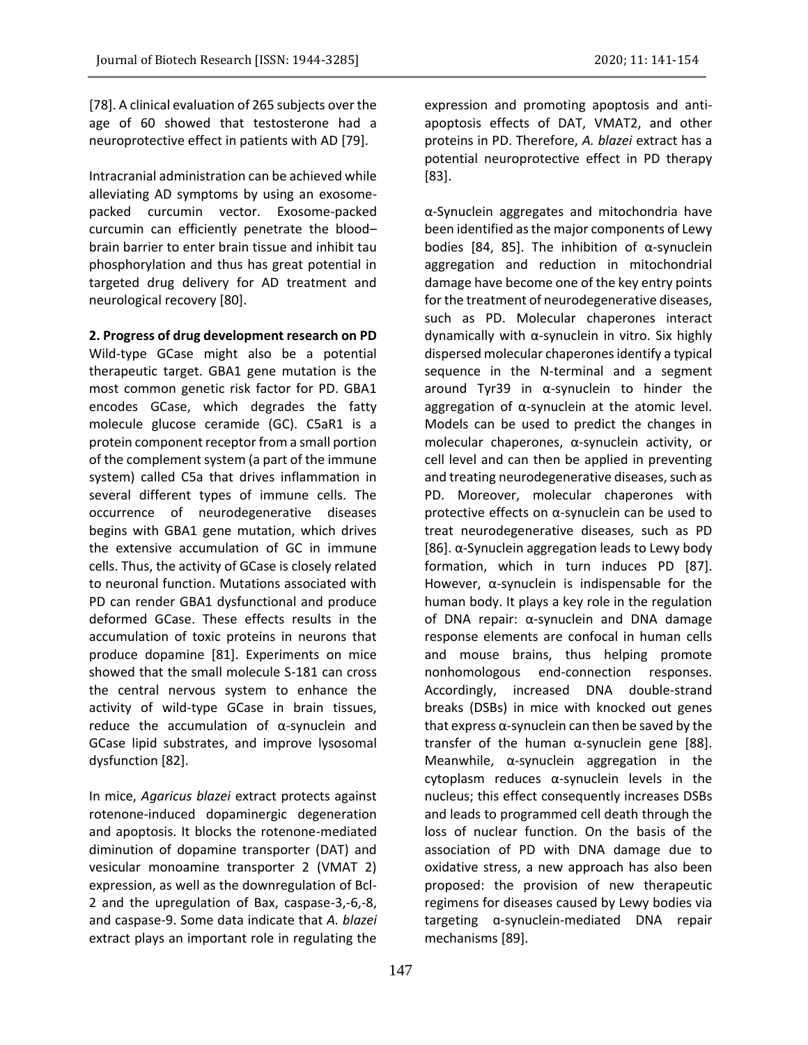[78]. A clinical evaluation of 265 subjects over the age of 60 showed that testosterone had a neuroprotective effect in patients with AD [79].

Intracranial administration can be achieved while alleviating AD symptoms by using an exosome-packed curcumin vector. Exosome-packed curcumin can efficiently penetrate the blood–brain barrier to enter brain tissue and inhibit tau phosphorylation and thus has great potential in targeted drug delivery for AD treatment and neurological recovery [80].

**2. Progress of drug development research on PD**

Wild-type GCase might also be a potential therapeutic target. GBA1 gene mutation is the most common genetic risk factor for PD. GBA1 encodes GCase, which degrades the fatty molecule glucose ceramide (GC). C5aR1 is a protein component receptor from a small portion of the complement system (a part of the immune system) called C5a that drives inflammation in several different types of immune cells. The occurrence of neurodegenerative diseases begins with GBA1 gene mutation, which drives the extensive accumulation of GC in immune cells. Thus, the activity of GCase is closely related to neuronal function. Mutations associated with PD can render GBA1 dysfunctional and produce deformed GCase. These effects results in the accumulation of toxic proteins in neurons that produce dopamine [81]. Experiments on mice showed that the small molecule S-181 can cross the central nervous system to enhance the activity of wild-type GCase in brain tissues, reduce the accumulation of α-synuclein and GCase lipid substrates, and improve lysosomal dysfunction [82].

In mice, *Agaricus blazei* extract protects against rotenone-induced dopaminergic degeneration and apoptosis. It blocks the rotenone-mediated diminution of dopamine transporter (DAT) and vesicular monoamine transporter 2 (VMAT 2) expression, as well as the downregulation of Bcl-2 and the upregulation of Bax, caspase-3,-6,-8, and caspase-9. Some data indicate that *A. blazei* extract plays an important role in regulating the expression and promoting apoptosis and anti-apoptosis effects of DAT, VMAT2, and other proteins in PD. Therefore, *A. blazei* extract has a potential neuroprotective effect in PD therapy [83].

α-Synuclein aggregates and mitochondria have been identified as the major components of Lewy bodies [84, 85]. The inhibition of α-synuclein aggregation and reduction in mitochondrial damage have become one of the key entry points for the treatment of neurodegenerative diseases, such as PD. Molecular chaperones interact dynamically with α-synuclein in vitro. Six highly dispersed molecular chaperones identify a typical sequence in the N-terminal and a segment around Tyr39 in α-synuclein to hinder the aggregation of α-synuclein at the atomic level. Models can be used to predict the changes in molecular chaperones, α-synuclein activity, or cell level and can then be applied in preventing and treating neurodegenerative diseases, such as PD. Moreover, molecular chaperones with protective effects on α-synuclein can be used to treat neurodegenerative diseases, such as PD [86]. α-Synuclein aggregation leads to Lewy body formation, which in turn induces PD [87]. However, α-synuclein is indispensable for the human body. It plays a key role in the regulation of DNA repair: α-synuclein and DNA damage response elements are confocal in human cells and mouse brains, thus helping promote nonhomologous end-connection responses. Accordingly, increased DNA double-strand breaks (DSBs) in mice with knocked out genes that express α-synuclein can then be saved by the transfer of the human α-synuclein gene [88]. Meanwhile, α-synuclein aggregation in the cytoplasm reduces α-synuclein levels in the nucleus; this effect consequently increases DSBs and leads to programmed cell death through the loss of nuclear function. On the basis of the association of PD with DNA damage due to oxidative stress, a new approach has also been proposed: the provision of new therapeutic regimens for diseases caused by Lewy bodies via targeting α-synuclein-mediated DNA repair mechanisms [89].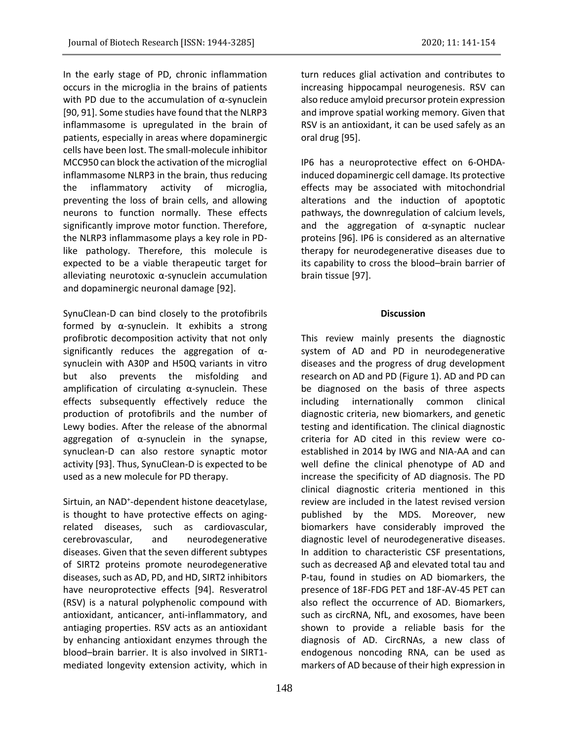In the early stage of PD, chronic inflammation occurs in the microglia in the brains of patients with PD due to the accumulation of α-synuclein [90, 91]. Some studies have found that the NLRP3 inflammasome is upregulated in the brain of patients, especially in areas where dopaminergic cells have been lost. The small-molecule inhibitor MCC950 can block the activation of the microglial inflammasome NLRP3 in the brain, thus reducing the inflammatory activity of microglia, preventing the loss of brain cells, and allowing neurons to function normally. These effects significantly improve motor function. Therefore, the NLRP3 inflammasome plays a key role in PD-like pathology. Therefore, this molecule is expected to be a viable therapeutic target for alleviating neurotoxic α-synuclein accumulation and dopaminergic neuronal damage [92].

SynuClean-D can bind closely to the protofibrils formed by α-synuclein. It exhibits a strong profibrotic decomposition activity that not only significantly reduces the aggregation of α-synuclein with A30P and H50Q variants in vitro but also prevents the misfolding and amplification of circulating α-synuclein. These effects subsequently effectively reduce the production of protofibrils and the number of Lewy bodies. After the release of the abnormal aggregation of α-synuclein in the synapse, synuclean-D can also restore synaptic motor activity [93]. Thus, SynuClean-D is expected to be used as a new molecule for PD therapy.

Sirtuin, an $NAD^+$-dependent histone deacetylase, is thought to have protective effects on aging-related diseases, such as cardiovascular, cerebrovascular, and neurodegenerative diseases. Given that the seven different subtypes of SIRT2 proteins promote neurodegenerative diseases, such as AD, PD, and HD, SIRT2 inhibitors have neuroprotective effects [94]. Resveratrol (RSV) is a natural polyphenolic compound with antioxidant, anticancer, anti-inflammatory, and antiaging properties. RSV acts as an antioxidant by enhancing antioxidant enzymes through the blood–brain barrier. It is also involved in SIRT1-mediated longevity extension activity, which in turn reduces glial activation and contributes to increasing hippocampal neurogenesis. RSV can also reduce amyloid precursor protein expression and improve spatial working memory. Given that RSV is an antioxidant, it can be used safely as an oral drug [95].

IP6 has a neuroprotective effect on 6-OHDA-induced dopaminergic cell damage. Its protective effects may be associated with mitochondrial alterations and the induction of apoptotic pathways, the downregulation of calcium levels, and the aggregation of α-synaptic nuclear proteins [96]. IP6 is considered as an alternative therapy for neurodegenerative diseases due to its capability to cross the blood–brain barrier of brain tissue [97].

## Discussion

This review mainly presents the diagnostic system of AD and PD in neurodegenerative diseases and the progress of drug development research on AD and PD (Figure 1). AD and PD can be diagnosed on the basis of three aspects including internationally common clinical diagnostic criteria, new biomarkers, and genetic testing and identification. The clinical diagnostic criteria for AD cited in this review were co-established in 2014 by IWG and NIA-AA and can well define the clinical phenotype of AD and increase the specificity of AD diagnosis. The PD clinical diagnostic criteria mentioned in this review are included in the latest revised version published by the MDS. Moreover, new biomarkers have considerably improved the diagnostic level of neurodegenerative diseases. In addition to characteristic CSF presentations, such as decreased Aβ and elevated total tau and P-tau, found in studies on AD biomarkers, the presence of 18F-FDG PET and 18F-AV-45 PET can also reflect the occurrence of AD. Biomarkers, such as circRNA, NfL, and exosomes, have been shown to provide a reliable basis for the diagnosis of AD. CircRNAs, a new class of endogenous noncoding RNA, can be used as markers of AD because of their high expression in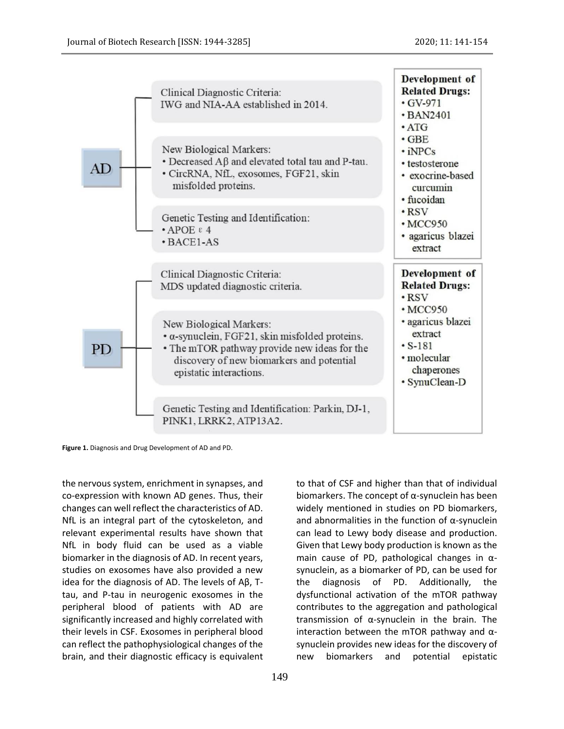**AD**

Clinical Diagnostic Criteria:
IWG and NIA-AA established in 2014.

New Biological Markers:
- Decreased Aβ and elevated total tau and P-tau.
- CircRNA, NfL, exosomes, FGF21, skin misfolded proteins.

Genetic Testing and Identification:
- APOE ε 4
- BACE1-AS

**Development of Related Drugs:**
- GV-971
- BAN2401
- ATG
- GBE
- iNPCs
- testosterone
- exocrine-based curcumin
- fucoidan
- RSV
- MCC950
- agaricus blazei extract

**PD**

Clinical Diagnostic Criteria:
MDS updated diagnostic criteria.

New Biological Markers:
- α-synuclein, FGF21, skin misfolded proteins.
- The mTOR pathway provide new ideas for the discovery of new biomarkers and potential epistatic interactions.

Genetic Testing and Identification: Parkin, DJ-1, PINK1, LRRK2, ATP13A2.

**Development of Related Drugs:**
- RSV
- MCC950
- agaricus blazei extract
- S-181
- molecular chaperones
- SynuClean-D

**Figure 1.** Diagnosis and Drug Development of AD and PD.

the nervous system, enrichment in synapses, and co-expression with known AD genes. Thus, their changes can well reflect the characteristics of AD. NfL is an integral part of the cytoskeleton, and relevant experimental results have shown that NfL in body fluid can be used as a viable biomarker in the diagnosis of AD. In recent years, studies on exosomes have also provided a new idea for the diagnosis of AD. The levels of Aβ, T-tau, and P-tau in neurogenic exosomes in the peripheral blood of patients with AD are significantly increased and highly correlated with their levels in CSF. Exosomes in peripheral blood can reflect the pathophysiological changes of the brain, and their diagnostic efficacy is equivalent to that of CSF and higher than that of individual biomarkers. The concept of α-synuclein has been widely mentioned in studies on PD biomarkers, and abnormalities in the function of α-synuclein can lead to Lewy body disease and production. Given that Lewy body production is known as the main cause of PD, pathological changes in α-synuclein, as a biomarker of PD, can be used for the diagnosis of PD. Additionally, the dysfunctional activation of the mTOR pathway contributes to the aggregation and pathological transmission of α-synuclein in the brain. The interaction between the mTOR pathway and α-synuclein provides new ideas for the discovery of new biomarkers and potential epistatic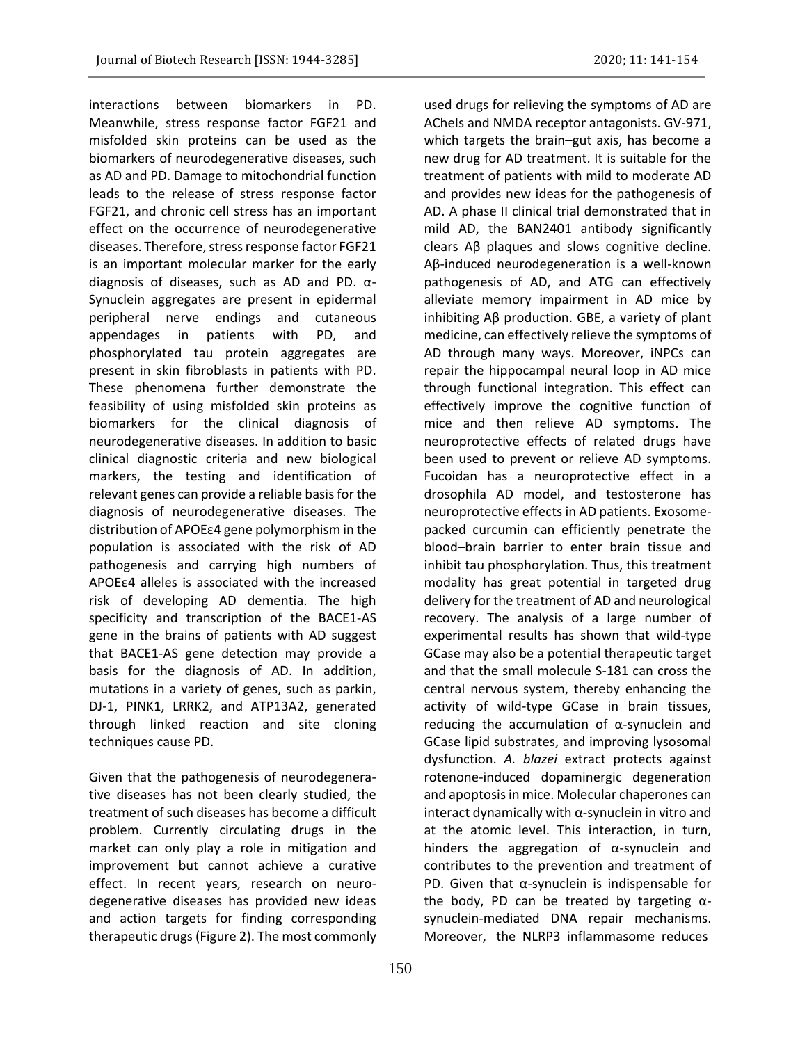interactions between biomarkers in PD. Meanwhile, stress response factor FGF21 and misfolded skin proteins can be used as the biomarkers of neurodegenerative diseases, such as AD and PD. Damage to mitochondrial function leads to the release of stress response factor FGF21, and chronic cell stress has an important effect on the occurrence of neurodegenerative diseases. Therefore, stress response factor FGF21 is an important molecular marker for the early diagnosis of diseases, such as AD and PD. α-Synuclein aggregates are present in epidermal peripheral nerve endings and cutaneous appendages in patients with PD, and phosphorylated tau protein aggregates are present in skin fibroblasts in patients with PD. These phenomena further demonstrate the feasibility of using misfolded skin proteins as biomarkers for the clinical diagnosis of neurodegenerative diseases. In addition to basic clinical diagnostic criteria and new biological markers, the testing and identification of relevant genes can provide a reliable basis for the diagnosis of neurodegenerative diseases. The distribution of APOEε4 gene polymorphism in the population is associated with the risk of AD pathogenesis and carrying high numbers of APOEε4 alleles is associated with the increased risk of developing AD dementia. The high specificity and transcription of the BACE1-AS gene in the brains of patients with AD suggest that BACE1-AS gene detection may provide a basis for the diagnosis of AD. In addition, mutations in a variety of genes, such as parkin, DJ-1, PINK1, LRRK2, and ATP13A2, generated through linked reaction and site cloning techniques cause PD.

Given that the pathogenesis of neurodegenerative diseases has not been clearly studied, the treatment of such diseases has become a difficult problem. Currently circulating drugs in the market can only play a role in mitigation and improvement but cannot achieve a curative effect. In recent years, research on neurodegenerative diseases has provided new ideas and action targets for finding corresponding therapeutic drugs (Figure 2). The most commonly used drugs for relieving the symptoms of AD are ACheIs and NMDA receptor antagonists. GV-971, which targets the brain–gut axis, has become a new drug for AD treatment. It is suitable for the treatment of patients with mild to moderate AD and provides new ideas for the pathogenesis of AD. A phase II clinical trial demonstrated that in mild AD, the BAN2401 antibody significantly clears Aβ plaques and slows cognitive decline. Aβ-induced neurodegeneration is a well-known pathogenesis of AD, and ATG can effectively alleviate memory impairment in AD mice by inhibiting Aβ production. GBE, a variety of plant medicine, can effectively relieve the symptoms of AD through many ways. Moreover, iNPCs can repair the hippocampal neural loop in AD mice through functional integration. This effect can effectively improve the cognitive function of mice and then relieve AD symptoms. The neuroprotective effects of related drugs have been used to prevent or relieve AD symptoms. Fucoidan has a neuroprotective effect in a drosophila AD model, and testosterone has neuroprotective effects in AD patients. Exosome-packed curcumin can efficiently penetrate the blood–brain barrier to enter brain tissue and inhibit tau phosphorylation. Thus, this treatment modality has great potential in targeted drug delivery for the treatment of AD and neurological recovery. The analysis of a large number of experimental results has shown that wild-type GCase may also be a potential therapeutic target and that the small molecule S-181 can cross the central nervous system, thereby enhancing the activity of wild-type GCase in brain tissues, reducing the accumulation of α-synuclein and GCase lipid substrates, and improving lysosomal dysfunction. *A. blazei* extract protects against rotenone-induced dopaminergic degeneration and apoptosis in mice. Molecular chaperones can interact dynamically with α-synuclein in vitro and at the atomic level. This interaction, in turn, hinders the aggregation of α-synuclein and contributes to the prevention and treatment of PD. Given that α-synuclein is indispensable for the body, PD can be treated by targeting α-synuclein-mediated DNA repair mechanisms. Moreover, the NLRP3 inflammasome reduces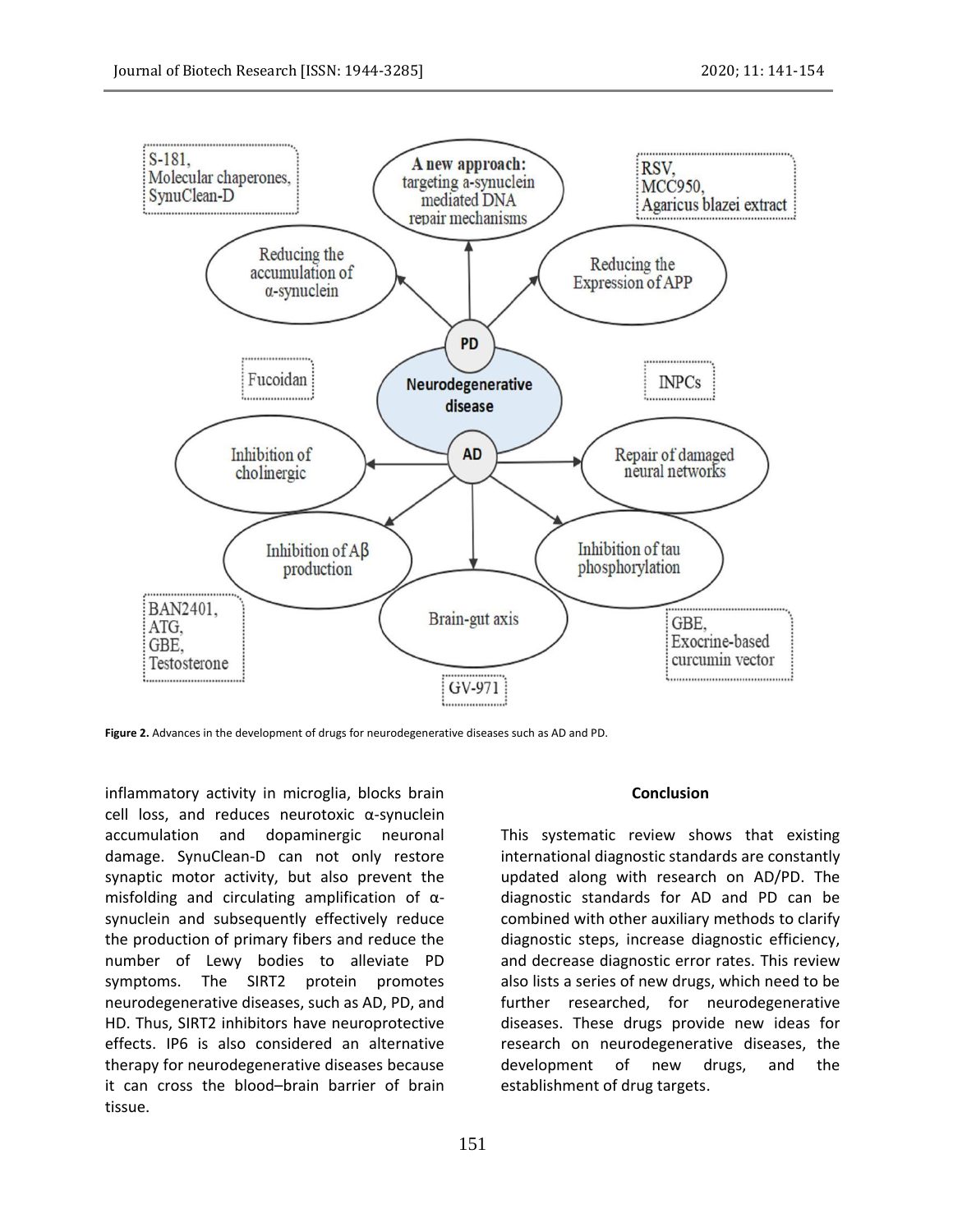Figure 2. Advances in the development of drugs for neurodegenerative diseases such as AD and PD.

inflammatory activity in microglia, blocks brain cell loss, and reduces neurotoxic α-synuclein accumulation and dopaminergic neuronal damage. SynuClean-D can not only restore synaptic motor activity, but also prevent the misfolding and circulating amplification of α-synuclein and subsequently effectively reduce the production of primary fibers and reduce the number of Lewy bodies to alleviate PD symptoms. The SIRT2 protein promotes neurodegenerative diseases, such as AD, PD, and HD. Thus, SIRT2 inhibitors have neuroprotective effects. IP6 is also considered an alternative therapy for neurodegenerative diseases because it can cross the blood–brain barrier of brain tissue.

## Conclusion

This systematic review shows that existing international diagnostic standards are constantly updated along with research on AD/PD. The diagnostic standards for AD and PD can be combined with other auxiliary methods to clarify diagnostic steps, increase diagnostic efficiency, and decrease diagnostic error rates. This review also lists a series of new drugs, which need to be further researched, for neurodegenerative diseases. These drugs provide new ideas for research on neurodegenerative diseases, the development of new drugs, and the establishment of drug targets.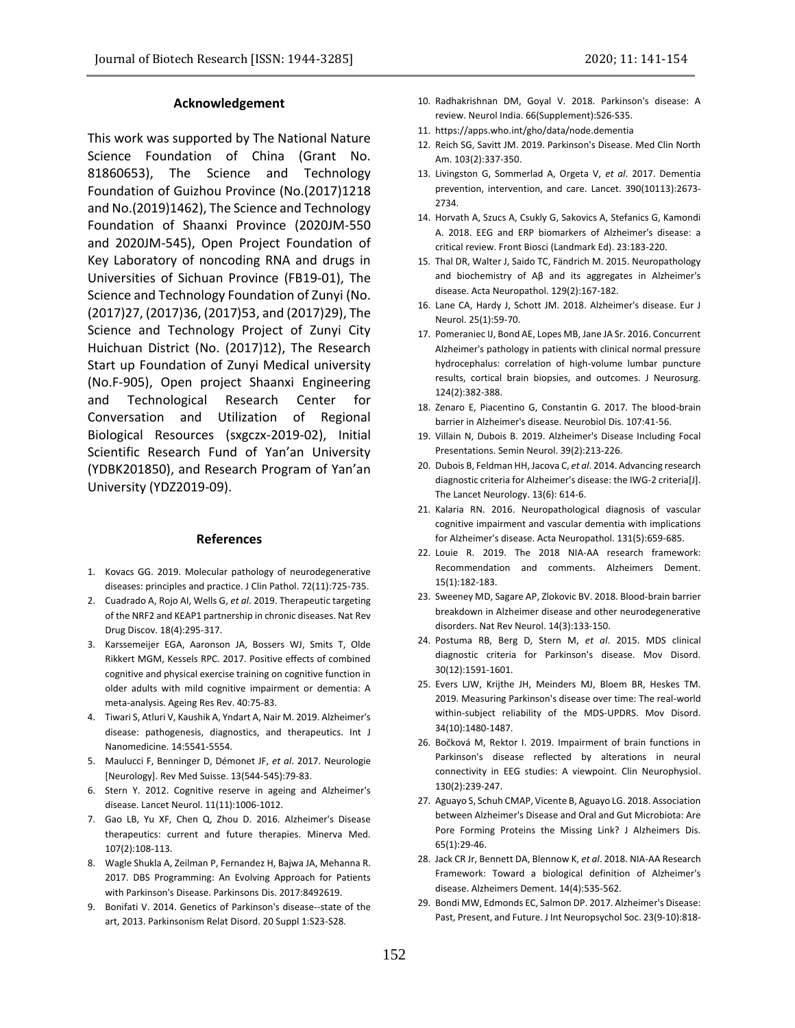## Acknowledgement

This work was supported by The National Nature Science Foundation of China (Grant No. 81860653), The Science and Technology Foundation of Guizhou Province (No.(2017)1218 and No.(2019)1462), The Science and Technology Foundation of Shaanxi Province (2020JM-550 and 2020JM-545), Open Project Foundation of Key Laboratory of noncoding RNA and drugs in Universities of Sichuan Province (FB19-01), The Science and Technology Foundation of Zunyi (No. (2017)27, (2017)36, (2017)53, and (2017)29), The Science and Technology Project of Zunyi City Huichuan District (No. (2017)12), The Research Start up Foundation of Zunyi Medical university (No.F-905), Open project Shaanxi Engineering and Technological Research Center for Conversation and Utilization of Regional Biological Resources (sxgczx-2019-02), Initial Scientific Research Fund of Yan'an University (YDBK201850), and Research Program of Yan'an University (YDZ2019-09).

## References

1. Kovacs GG. 2019. Molecular pathology of neurodegenerative diseases: principles and practice. J Clin Pathol. 72(11):725-735.
2. Cuadrado A, Rojo AI, Wells G, *et al*. 2019. Therapeutic targeting of the NRF2 and KEAP1 partnership in chronic diseases. Nat Rev Drug Discov. 18(4):295-317.
3. Karssemeijer EGA, Aaronson JA, Bossers WJ, Smits T, Olde Rikkert MGM, Kessels RPC. 2017. Positive effects of combined cognitive and physical exercise training on cognitive function in older adults with mild cognitive impairment or dementia: A meta-analysis. Ageing Res Rev. 40:75-83.
4. Tiwari S, Atluri V, Kaushik A, Yndart A, Nair M. 2019. Alzheimer's disease: pathogenesis, diagnostics, and therapeutics. Int J Nanomedicine. 14:5541-5554.
5. Maulucci F, Benninger D, Démonet JF, *et al*. 2017. Neurologie [Neurology]. Rev Med Suisse. 13(544-545):79-83.
6. Stern Y. 2012. Cognitive reserve in ageing and Alzheimer's disease. Lancet Neurol. 11(11):1006-1012.
7. Gao LB, Yu XF, Chen Q, Zhou D. 2016. Alzheimer's Disease therapeutics: current and future therapies. Minerva Med. 107(2):108-113.
8. Wagle Shukla A, Zeilman P, Fernandez H, Bajwa JA, Mehanna R. 2017. DBS Programming: An Evolving Approach for Patients with Parkinson's Disease. Parkinsons Dis. 2017:8492619.
9. Bonifati V. 2014. Genetics of Parkinson's disease--state of the art, 2013. Parkinsonism Relat Disord. 20 Suppl 1:S23-S28.
10. Radhakrishnan DM, Goyal V. 2018. Parkinson's disease: A review. Neurol India. 66(Supplement):S26-S35.
11. https://apps.who.int/gho/data/node.dementia
12. Reich SG, Savitt JM. 2019. Parkinson's Disease. Med Clin North Am. 103(2):337-350.
13. Livingston G, Sommerlad A, Orgeta V, *et al*. 2017. Dementia prevention, intervention, and care. Lancet. 390(10113):2673-2734.
14. Horvath A, Szucs A, Csukly G, Sakovics A, Stefanics G, Kamondi A. 2018. EEG and ERP biomarkers of Alzheimer's disease: a critical review. Front Biosci (Landmark Ed). 23:183-220.
15. Thal DR, Walter J, Saido TC, Fändrich M. 2015. Neuropathology and biochemistry of Aβ and its aggregates in Alzheimer's disease. Acta Neuropathol. 129(2):167-182.
16. Lane CA, Hardy J, Schott JM. 2018. Alzheimer's disease. Eur J Neurol. 25(1):59-70.
17. Pomeraniec IJ, Bond AE, Lopes MB, Jane JA Sr. 2016. Concurrent Alzheimer's pathology in patients with clinical normal pressure hydrocephalus: correlation of high-volume lumbar puncture results, cortical brain biopsies, and outcomes. J Neurosurg. 124(2):382-388.
18. Zenaro E, Piacentino G, Constantin G. 2017. The blood-brain barrier in Alzheimer's disease. Neurobiol Dis. 107:41-56.
19. Villain N, Dubois B. 2019. Alzheimer's Disease Including Focal Presentations. Semin Neurol. 39(2):213-226.
20. Dubois B, Feldman HH, Jacova C, *et al*. 2014. Advancing research diagnostic criteria for Alzheimer's disease: the IWG-2 criteria[J]. The Lancet Neurology. 13(6): 614-6.
21. Kalaria RN. 2016. Neuropathological diagnosis of vascular cognitive impairment and vascular dementia with implications for Alzheimer's disease. Acta Neuropathol. 131(5):659-685.
22. Louie R. 2019. The 2018 NIA-AA research framework: Recommendation and comments. Alzheimers Dement. 15(1):182-183.
23. Sweeney MD, Sagare AP, Zlokovic BV. 2018. Blood-brain barrier breakdown in Alzheimer disease and other neurodegenerative disorders. Nat Rev Neurol. 14(3):133-150.
24. Postuma RB, Berg D, Stern M, *et al*. 2015. MDS clinical diagnostic criteria for Parkinson's disease. Mov Disord. 30(12):1591-1601.
25. Evers LJW, Krijthe JH, Meinders MJ, Bloem BR, Heskes TM. 2019. Measuring Parkinson's disease over time: The real-world within-subject reliability of the MDS-UPDRS. Mov Disord. 34(10):1480-1487.
26. Bočková M, Rektor I. 2019. Impairment of brain functions in Parkinson's disease reflected by alterations in neural connectivity in EEG studies: A viewpoint. Clin Neurophysiol. 130(2):239-247.
27. Aguayo S, Schuh CMAP, Vicente B, Aguayo LG. 2018. Association between Alzheimer's Disease and Oral and Gut Microbiota: Are Pore Forming Proteins the Missing Link? J Alzheimers Dis. 65(1):29-46.
28. Jack CR Jr, Bennett DA, Blennow K, *et al*. 2018. NIA-AA Research Framework: Toward a biological definition of Alzheimer's disease. Alzheimers Dement. 14(4):535-562.
29. Bondi MW, Edmonds EC, Salmon DP. 2017. Alzheimer's Disease: Past, Present, and Future. J Int Neuropsychol Soc. 23(9-10):818-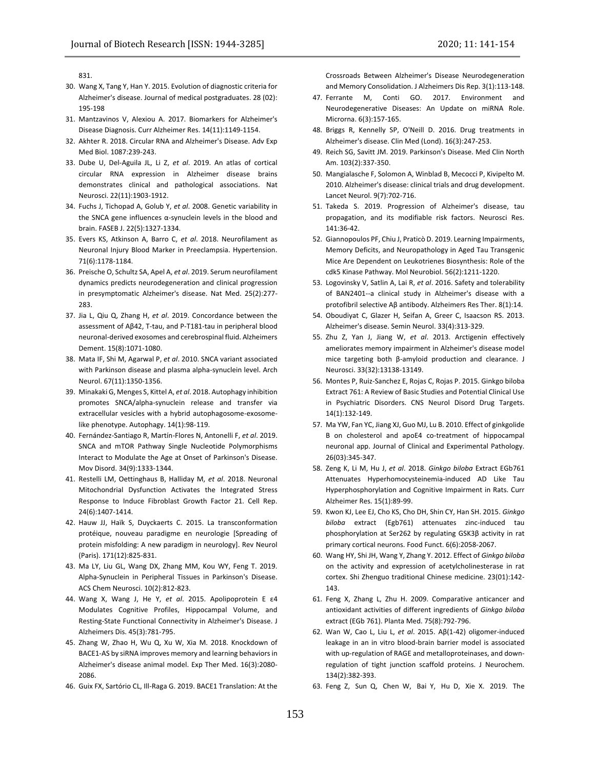831.

30. Wang X, Tang Y, Han Y. 2015. Evolution of diagnostic criteria for Alzheimer's disease. Journal of medical postgraduates. 28 (02): 195-198
31. Mantzavinos V, Alexiou A. 2017. Biomarkers for Alzheimer's Disease Diagnosis. Curr Alzheimer Res. 14(11):1149-1154.
32. Akhter R. 2018. Circular RNA and Alzheimer's Disease. Adv Exp Med Biol. 1087:239-243.
33. Dube U, Del-Aguila JL, Li Z, *et al*. 2019. An atlas of cortical circular RNA expression in Alzheimer disease brains demonstrates clinical and pathological associations. Nat Neurosci. 22(11):1903-1912.
34. Fuchs J, Tichopad A, Golub Y, *et al*. 2008. Genetic variability in the SNCA gene influences α-synuclein levels in the blood and brain. FASEB J. 22(5):1327-1334.
35. Evers KS, Atkinson A, Barro C, *et al*. 2018. Neurofilament as Neuronal Injury Blood Marker in Preeclampsia. Hypertension. 71(6):1178-1184.
36. Preische O, Schultz SA, Apel A, *et al*. 2019. Serum neurofilament dynamics predicts neurodegeneration and clinical progression in presymptomatic Alzheimer's disease. Nat Med. 25(2):277-283.
37. Jia L, Qiu Q, Zhang H, *et al*. 2019. Concordance between the assessment of Aβ42, T-tau, and P-T181-tau in peripheral blood neuronal-derived exosomes and cerebrospinal fluid. Alzheimers Dement. 15(8):1071-1080.
38. Mata IF, Shi M, Agarwal P, *et al*. 2010. SNCA variant associated with Parkinson disease and plasma alpha-synuclein level. Arch Neurol. 67(11):1350-1356.
39. Minakaki G, Menges S, Kittel A, *et al*. 2018. Autophagy inhibition promotes SNCA/alpha-synuclein release and transfer via extracellular vesicles with a hybrid autophagosome-exosome-like phenotype. Autophagy. 14(1):98-119.
40. Fernández-Santiago R, Martín-Flores N, Antonelli F, *et al*. 2019. SNCA and mTOR Pathway Single Nucleotide Polymorphisms Interact to Modulate the Age at Onset of Parkinson's Disease. Mov Disord. 34(9):1333-1344.
41. Restelli LM, Oettinghaus B, Halliday M, *et al*. 2018. Neuronal Mitochondrial Dysfunction Activates the Integrated Stress Response to Induce Fibroblast Growth Factor 21. Cell Rep. 24(6):1407-1414.
42. Hauw JJ, Haïk S, Duyckaerts C. 2015. La transconformation protéique, nouveau paradigme en neurologie [Spreading of protein misfolding: A new paradigm in neurology]. Rev Neurol (Paris). 171(12):825-831.
43. Ma LY, Liu GL, Wang DX, Zhang MM, Kou WY, Feng T. 2019. Alpha-Synuclein in Peripheral Tissues in Parkinson's Disease. ACS Chem Neurosci. 10(2):812-823.
44. Wang X, Wang J, He Y, *et al*. 2015. Apolipoprotein E ε4 Modulates Cognitive Profiles, Hippocampal Volume, and Resting-State Functional Connectivity in Alzheimer's Disease. J Alzheimers Dis. 45(3):781-795.
45. Zhang W, Zhao H, Wu Q, Xu W, Xia M. 2018. Knockdown of BACE1-AS by siRNA improves memory and learning behaviors in Alzheimer's disease animal model. Exp Ther Med. 16(3):2080-2086.
46. Guix FX, Sartório CL, Ill-Raga G. 2019. BACE1 Translation: At the Crossroads Between Alzheimer's Disease Neurodegeneration and Memory Consolidation. J Alzheimers Dis Rep. 3(1):113-148.
47. Ferrante M, Conti GO. 2017. Environment and Neurodegenerative Diseases: An Update on miRNA Role. Microrna. 6(3):157-165.
48. Briggs R, Kennelly SP, O'Neill D. 2016. Drug treatments in Alzheimer's disease. Clin Med (Lond). 16(3):247-253.
49. Reich SG, Savitt JM. 2019. Parkinson's Disease. Med Clin North Am. 103(2):337-350.
50. Mangialasche F, Solomon A, Winblad B, Mecocci P, Kivipelto M. 2010. Alzheimer's disease: clinical trials and drug development. Lancet Neurol. 9(7):702-716.
51. Takeda S. 2019. Progression of Alzheimer's disease, tau propagation, and its modifiable risk factors. Neurosci Res. 141:36-42.
52. Giannopoulos PF, Chiu J, Praticò D. 2019. Learning Impairments, Memory Deficits, and Neuropathology in Aged Tau Transgenic Mice Are Dependent on Leukotrienes Biosynthesis: Role of the cdk5 Kinase Pathway. Mol Neurobiol. 56(2):1211-1220.
53. Logovinsky V, Satlin A, Lai R, *et al*. 2016. Safety and tolerability of BAN2401--a clinical study in Alzheimer's disease with a protofibril selective Aβ antibody. Alzheimers Res Ther. 8(1):14.
54. Oboudiyat C, Glazer H, Seifan A, Greer C, Isaacson RS. 2013. Alzheimer's disease. Semin Neurol. 33(4):313-329.
55. Zhu Z, Yan J, Jiang W, *et al*. 2013. Arctigenin effectively ameliorates memory impairment in Alzheimer's disease model mice targeting both β-amyloid production and clearance. J Neurosci. 33(32):13138-13149.
56. Montes P, Ruiz-Sanchez E, Rojas C, Rojas P. 2015. Ginkgo biloba Extract 761: A Review of Basic Studies and Potential Clinical Use in Psychiatric Disorders. CNS Neurol Disord Drug Targets. 14(1):132-149.
57. Ma YW, Fan YC, Jiang XJ, Guo MJ, Lu B. 2010. Effect of ginkgolide B on cholesterol and apoE4 co-treatment of hippocampal neuronal app. Journal of Clinical and Experimental Pathology. 26(03):345-347.
58. Zeng K, Li M, Hu J, *et al*. 2018. *Ginkgo biloba* Extract EGb761 Attenuates Hyperhomocysteinemia-induced AD Like Tau Hyperphosphorylation and Cognitive Impairment in Rats. Curr Alzheimer Res. 15(1):89-99.
59. Kwon KJ, Lee EJ, Cho KS, Cho DH, Shin CY, Han SH. 2015. *Ginkgo biloba* extract (Egb761) attenuates zinc-induced tau phosphorylation at Ser262 by regulating GSK3β activity in rat primary cortical neurons. Food Funct. 6(6):2058-2067.
60. Wang HY, Shi JH, Wang Y, Zhang Y. 2012. Effect of *Ginkgo biloba* on the activity and expression of acetylcholinesterase in rat cortex. Shi Zhenguo traditional Chinese medicine. 23(01):142-143.
61. Feng X, Zhang L, Zhu H. 2009. Comparative anticancer and antioxidant activities of different ingredients of *Ginkgo biloba* extract (EGb 761). Planta Med. 75(8):792-796.
62. Wan W, Cao L, Liu L, *et al*. 2015. Aβ(1-42) oligomer-induced leakage in an in vitro blood-brain barrier model is associated with up-regulation of RAGE and metalloproteinases, and down-regulation of tight junction scaffold proteins. J Neurochem. 134(2):382-393.
63. Feng Z, Sun Q, Chen W, Bai Y, Hu D, Xie X. 2019. The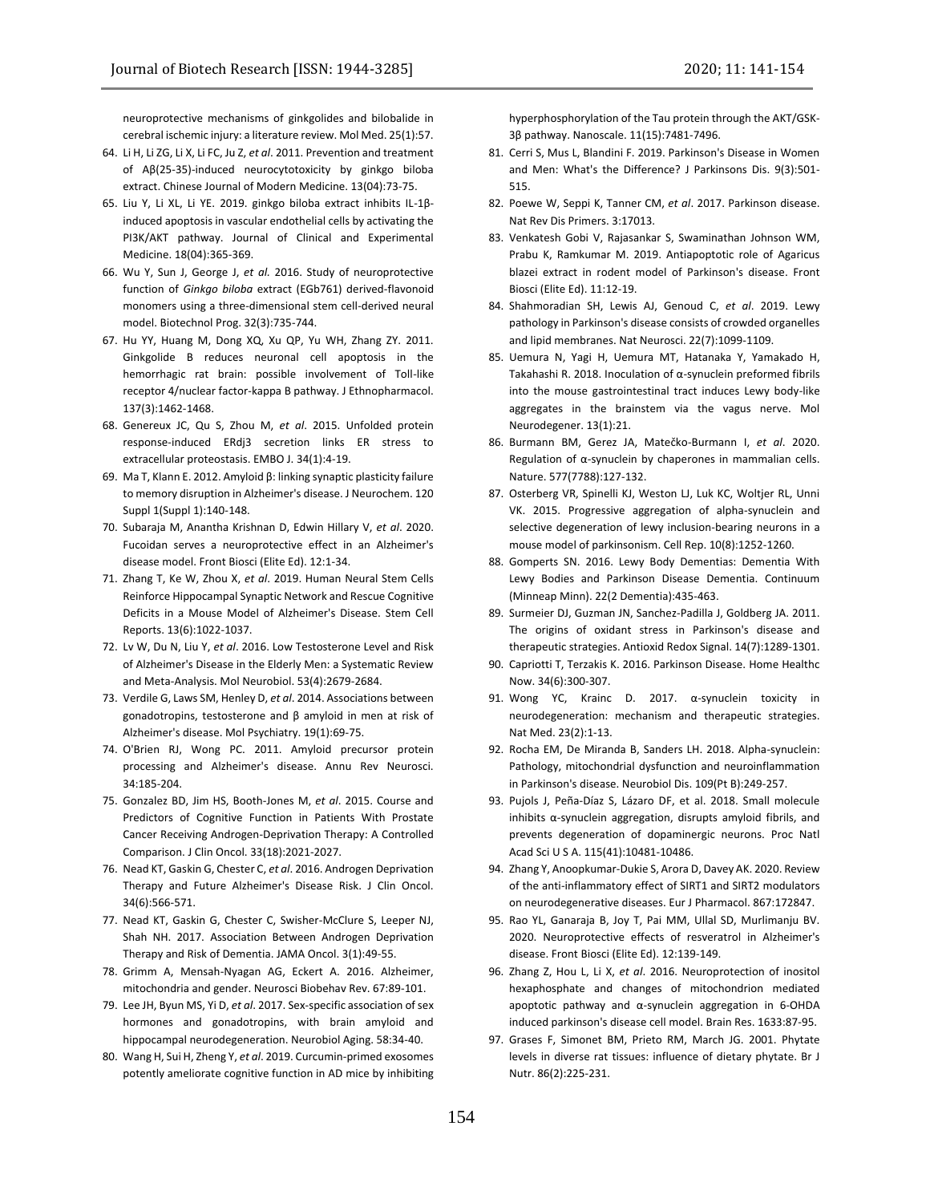neuroprotective mechanisms of ginkgolides and bilobalide in cerebral ischemic injury: a literature review. Mol Med. 25(1):57.

64. Li H, Li ZG, Li X, Li FC, Ju Z, *et al*. 2011. Prevention and treatment of Aβ(25-35)-induced neurocytotoxicity by ginkgo biloba extract. Chinese Journal of Modern Medicine. 13(04):73-75.
65. Liu Y, Li XL, Li YE. 2019. ginkgo biloba extract inhibits IL-1β-induced apoptosis in vascular endothelial cells by activating the PI3K/AKT pathway. Journal of Clinical and Experimental Medicine. 18(04):365-369.
66. Wu Y, Sun J, George J, *et al.* 2016. Study of neuroprotective function of *Ginkgo biloba* extract (EGb761) derived-flavonoid monomers using a three-dimensional stem cell-derived neural model. Biotechnol Prog. 32(3):735-744.
67. Hu YY, Huang M, Dong XQ, Xu QP, Yu WH, Zhang ZY. 2011. Ginkgolide B reduces neuronal cell apoptosis in the hemorrhagic rat brain: possible involvement of Toll-like receptor 4/nuclear factor-kappa B pathway. J Ethnopharmacol. 137(3):1462-1468.
68. Genereux JC, Qu S, Zhou M, *et al*. 2015. Unfolded protein response-induced ERdj3 secretion links ER stress to extracellular proteostasis. EMBO J. 34(1):4-19.
69. Ma T, Klann E. 2012. Amyloid β: linking synaptic plasticity failure to memory disruption in Alzheimer's disease. J Neurochem. 120 Suppl 1(Suppl 1):140-148.
70. Subaraja M, Anantha Krishnan D, Edwin Hillary V, *et al*. 2020. Fucoidan serves a neuroprotective effect in an Alzheimer's disease model. Front Biosci (Elite Ed). 12:1-34.
71. Zhang T, Ke W, Zhou X, *et al*. 2019. Human Neural Stem Cells Reinforce Hippocampal Synaptic Network and Rescue Cognitive Deficits in a Mouse Model of Alzheimer's Disease. Stem Cell Reports. 13(6):1022-1037.
72. Lv W, Du N, Liu Y, *et al*. 2016. Low Testosterone Level and Risk of Alzheimer's Disease in the Elderly Men: a Systematic Review and Meta-Analysis. Mol Neurobiol. 53(4):2679-2684.
73. Verdile G, Laws SM, Henley D, *et al*. 2014. Associations between gonadotropins, testosterone and β amyloid in men at risk of Alzheimer's disease. Mol Psychiatry. 19(1):69-75.
74. O'Brien RJ, Wong PC. 2011. Amyloid precursor protein processing and Alzheimer's disease. Annu Rev Neurosci. 34:185-204.
75. Gonzalez BD, Jim HS, Booth-Jones M, *et al*. 2015. Course and Predictors of Cognitive Function in Patients With Prostate Cancer Receiving Androgen-Deprivation Therapy: A Controlled Comparison. J Clin Oncol. 33(18):2021-2027.
76. Nead KT, Gaskin G, Chester C, *et al*. 2016. Androgen Deprivation Therapy and Future Alzheimer's Disease Risk. J Clin Oncol. 34(6):566-571.
77. Nead KT, Gaskin G, Chester C, Swisher-McClure S, Leeper NJ, Shah NH. 2017. Association Between Androgen Deprivation Therapy and Risk of Dementia. JAMA Oncol. 3(1):49-55.
78. Grimm A, Mensah-Nyagan AG, Eckert A. 2016. Alzheimer, mitochondria and gender. Neurosci Biobehav Rev. 67:89-101.
79. Lee JH, Byun MS, Yi D, *et al*. 2017. Sex-specific association of sex hormones and gonadotropins, with brain amyloid and hippocampal neurodegeneration. Neurobiol Aging. 58:34-40.
80. Wang H, Sui H, Zheng Y, *et al*. 2019. Curcumin-primed exosomes potently ameliorate cognitive function in AD mice by inhibiting hyperphosphorylation of the Tau protein through the AKT/GSK-3β pathway. Nanoscale. 11(15):7481-7496.
81. Cerri S, Mus L, Blandini F. 2019. Parkinson's Disease in Women and Men: What's the Difference? J Parkinsons Dis. 9(3):501-515.
82. Poewe W, Seppi K, Tanner CM, *et al*. 2017. Parkinson disease. Nat Rev Dis Primers. 3:17013.
83. Venkatesh Gobi V, Rajasankar S, Swaminathan Johnson WM, Prabu K, Ramkumar M. 2019. Antiapoptotic role of Agaricus blazei extract in rodent model of Parkinson's disease. Front Biosci (Elite Ed). 11:12-19.
84. Shahmoradian SH, Lewis AJ, Genoud C, *et al*. 2019. Lewy pathology in Parkinson's disease consists of crowded organelles and lipid membranes. Nat Neurosci. 22(7):1099-1109.
85. Uemura N, Yagi H, Uemura MT, Hatanaka Y, Yamakado H, Takahashi R. 2018. Inoculation of α-synuclein preformed fibrils into the mouse gastrointestinal tract induces Lewy body-like aggregates in the brainstem via the vagus nerve. Mol Neurodegener. 13(1):21.
86. Burmann BM, Gerez JA, Matečko-Burmann I, *et al*. 2020. Regulation of α-synuclein by chaperones in mammalian cells. Nature. 577(7788):127-132.
87. Osterberg VR, Spinelli KJ, Weston LJ, Luk KC, Woltjer RL, Unni VK. 2015. Progressive aggregation of alpha-synuclein and selective degeneration of lewy inclusion-bearing neurons in a mouse model of parkinsonism. Cell Rep. 10(8):1252-1260.
88. Gomperts SN. 2016. Lewy Body Dementias: Dementia With Lewy Bodies and Parkinson Disease Dementia. Continuum (Minneap Minn). 22(2 Dementia):435-463.
89. Surmeier DJ, Guzman JN, Sanchez-Padilla J, Goldberg JA. 2011. The origins of oxidant stress in Parkinson's disease and therapeutic strategies. Antioxid Redox Signal. 14(7):1289-1301.
90. Capriotti T, Terzakis K. 2016. Parkinson Disease. Home Healthc Now. 34(6):300-307.
91. Wong YC, Krainc D. 2017. α-synuclein toxicity in neurodegeneration: mechanism and therapeutic strategies. Nat Med. 23(2):1-13.
92. Rocha EM, De Miranda B, Sanders LH. 2018. Alpha-synuclein: Pathology, mitochondrial dysfunction and neuroinflammation in Parkinson's disease. Neurobiol Dis. 109(Pt B):249-257.
93. Pujols J, Peña-Díaz S, Lázaro DF, et al. 2018. Small molecule inhibits α-synuclein aggregation, disrupts amyloid fibrils, and prevents degeneration of dopaminergic neurons. Proc Natl Acad Sci U S A. 115(41):10481-10486.
94. Zhang Y, Anoopkumar-Dukie S, Arora D, Davey AK. 2020. Review of the anti-inflammatory effect of SIRT1 and SIRT2 modulators on neurodegenerative diseases. Eur J Pharmacol. 867:172847.
95. Rao YL, Ganaraja B, Joy T, Pai MM, Ullal SD, Murlimanju BV. 2020. Neuroprotective effects of resveratrol in Alzheimer's disease. Front Biosci (Elite Ed). 12:139-149.
96. Zhang Z, Hou L, Li X, *et al*. 2016. Neuroprotection of inositol hexaphosphate and changes of mitochondrion mediated apoptotic pathway and α-synuclein aggregation in 6-OHDA induced parkinson's disease cell model. Brain Res. 1633:87-95.
97. Grases F, Simonet BM, Prieto RM, March JG. 2001. Phytate levels in diverse rat tissues: influence of dietary phytate. Br J Nutr. 86(2):225-231.